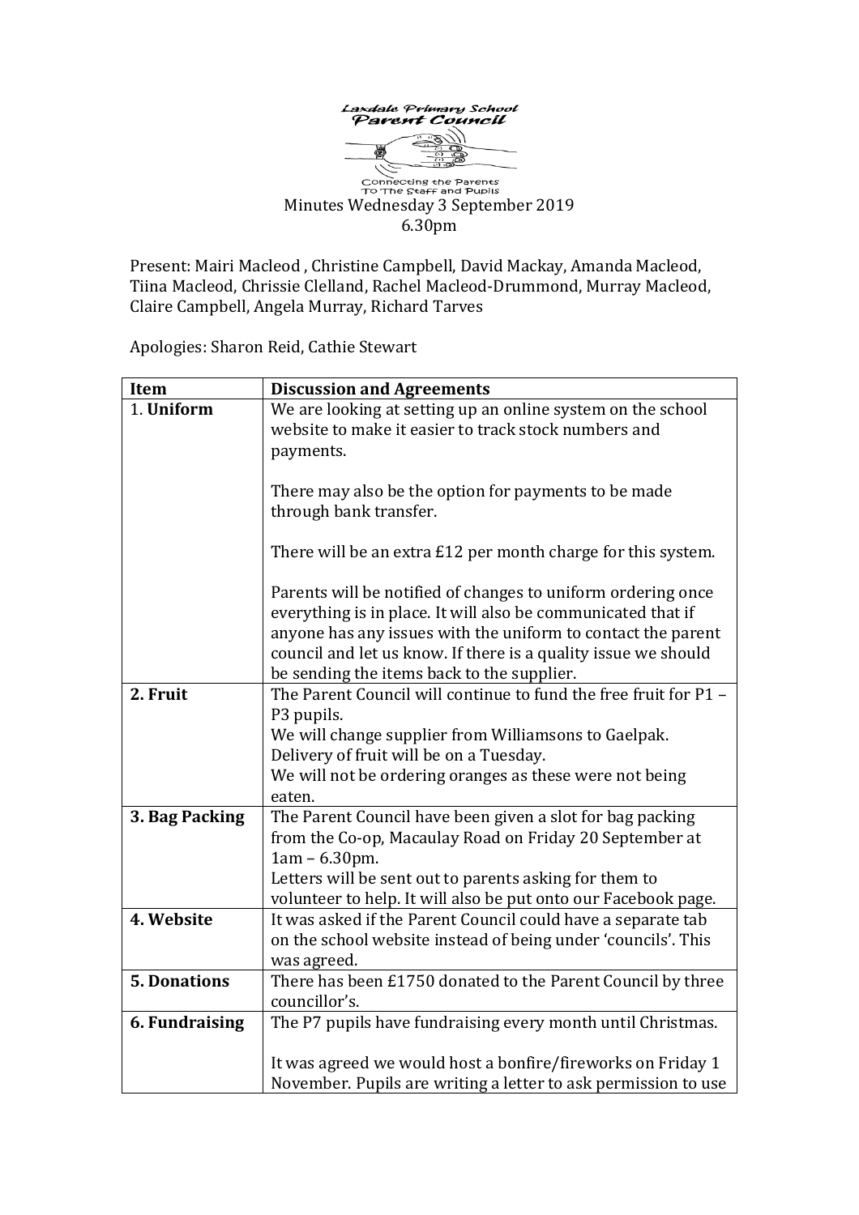Laxdale Primary School Parent Council

Connecting the Parents To The Staff and Pupils

Minutes Wednesday 3 September 2019
6.30pm

Present: Mairi Macleod , Christine Campbell, David Mackay, Amanda Macleod, Tiina Macleod, Chrissie Clelland, Rachel Macleod-Drummond, Murray Macleod, Claire Campbell, Angela Murray, Richard Tarves

Apologies: Sharon Reid, Cathie Stewart

| Item | Discussion and Agreements |
|---|---|
| 1. **Uniform** | We are looking at setting up an online system on the school website to make it easier to track stock numbers and payments.<br><br>There may also be the option for payments to be made through bank transfer.<br><br>There will be an extra £12 per month charge for this system.<br><br>Parents will be notified of changes to uniform ordering once everything is in place. It will also be communicated that if anyone has any issues with the uniform to contact the parent council and let us know. If there is a quality issue we should be sending the items back to the supplier. |
| **2. Fruit** | The Parent Council will continue to fund the free fruit for P1 – P3 pupils.<br>We will change supplier from Williamsons to Gaelpak.<br>Delivery of fruit will be on a Tuesday.<br>We will not be ordering oranges as these were not being eaten. |
| **3. Bag Packing** | The Parent Council have been given a slot for bag packing from the Co-op, Macaulay Road on Friday 20 September at 1am – 6.30pm.<br>Letters will be sent out to parents asking for them to volunteer to help. It will also be put onto our Facebook page. |
| **4. Website** | It was asked if the Parent Council could have a separate tab on the school website instead of being under 'councils'. This was agreed. |
| **5. Donations** | There has been £1750 donated to the Parent Council by three councillor's. |
| **6. Fundraising** | The P7 pupils have fundraising every month until Christmas.<br><br>It was agreed we would host a bonfire/fireworks on Friday 1 November. Pupils are writing a letter to ask permission to use |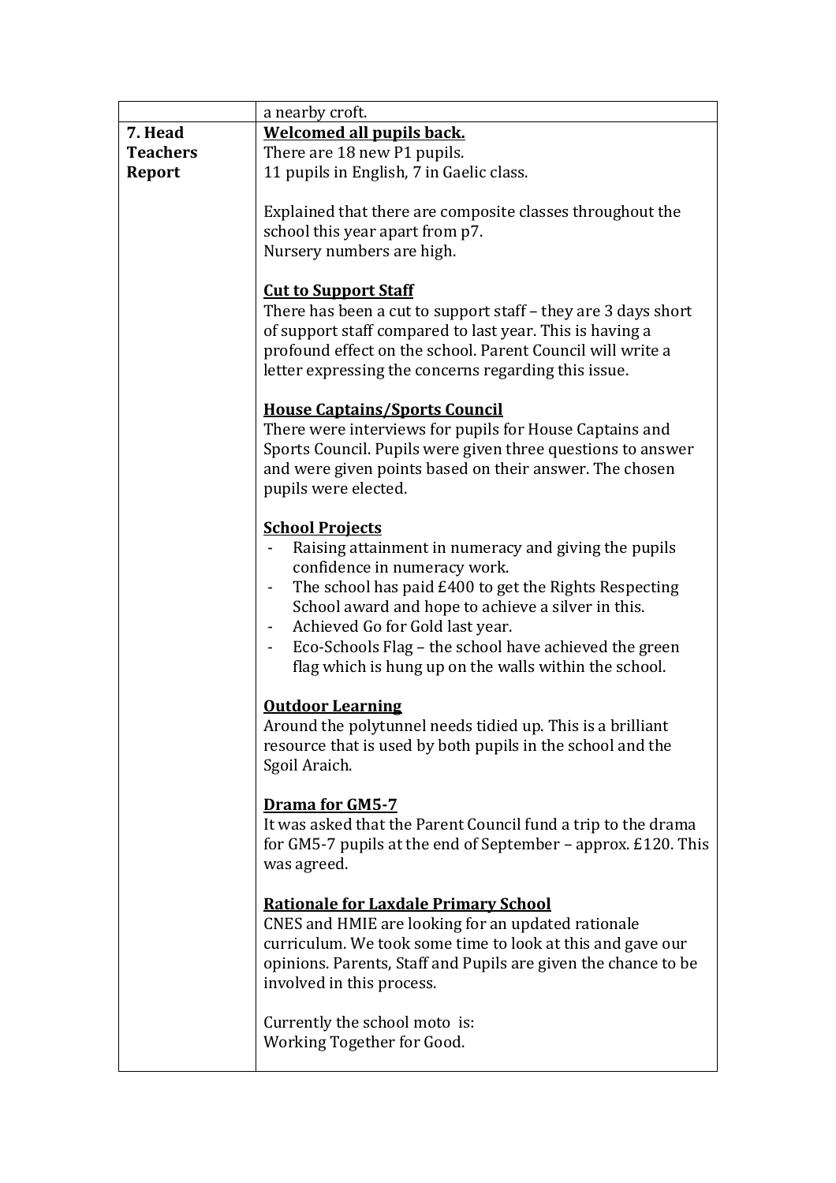| | |
|---|---|
| | a nearby croft. |
| **7. Head Teachers Report** | **<u>Welcomed all pupils back.</u>**<br>There are 18 new P1 pupils.<br>11 pupils in English, 7 in Gaelic class.<br><br>Explained that there are composite classes throughout the school this year apart from p7.<br>Nursery numbers are high.<br><br>**<u>Cut to Support Staff</u>**<br>There has been a cut to support staff – they are 3 days short of support staff compared to last year. This is having a profound effect on the school. Parent Council will write a letter expressing the concerns regarding this issue.<br><br>**<u>House Captains/Sports Council</u>**<br>There were interviews for pupils for House Captains and Sports Council. Pupils were given three questions to answer and were given points based on their answer. The chosen pupils were elected.<br><br>**<u>School Projects</u>**<br>- Raising attainment in numeracy and giving the pupils confidence in numeracy work.<br>- The school has paid £400 to get the Rights Respecting School award and hope to achieve a silver in this.<br>- Achieved Go for Gold last year.<br>- Eco-Schools Flag – the school have achieved the green flag which is hung up on the walls within the school.<br><br>**<u>Outdoor Learning</u>**<br>Around the polytunnel needs tidied up. This is a brilliant resource that is used by both pupils in the school and the Sgoil Araich.<br><br>**<u>Drama for GM5-7</u>**<br>It was asked that the Parent Council fund a trip to the drama for GM5-7 pupils at the end of September – approx. £120. This was agreed.<br><br>**<u>Rationale for Laxdale Primary School</u>**<br>CNES and HMIE are looking for an updated rationale curriculum. We took some time to look at this and gave our opinions. Parents, Staff and Pupils are given the chance to be involved in this process.<br><br>Currently the school moto is:<br>Working Together for Good. |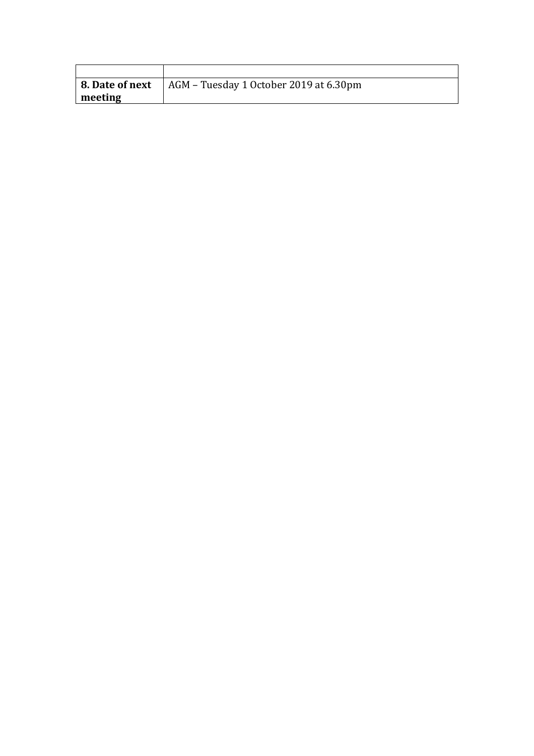| | |
|---|---|
| | |
| **8. Date of next meeting** | AGM – Tuesday 1 October 2019 at 6.30pm |